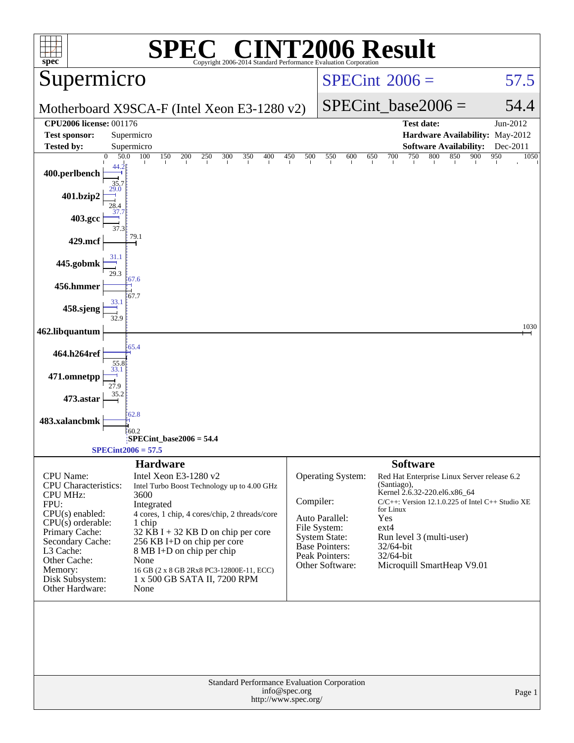# SPEC® CINT2006 Result

Copyright 2006-2014 Standard Performance Evaluation Corporation

## Supermicro

Motherboard X9SCA-F (Intel Xeon E3-1280 v2)

SPECint 2006 = 57.5

SPECint_base2006 = 54.4

| | | | |
|---|---|---|---|
| **CPU2006 license:** | 001176 | **Test date:** | Jun-2012 |
| **Test sponsor:** | Supermicro | **Hardware Availability:** | May-2012 |
| **Tested by:** | Supermicro | **Software Availability:** | Dec-2011 |

| Benchmark | Peak | Base |
|---|---|---|
| 400.perlbench | 44.2 | 35.7 |
| 401.bzip2 | 29.0 | 28.4 |
| 403.gcc | 37.7 | 37.3 |
| 429.mcf | | 79.1 |
| 445.gobmk | 31.1 | 29.3 |
| 456.hmmer | 67.6 | 67.7 |
| 458.sjeng | 33.1 | 32.9 |
| 462.libquantum | | 1030 |
| 464.h264ref | 65.4 | 55.8 |
| 471.omnetpp | 33.1 | 27.9 |
| 473.astar | | 35.2 |
| 483.xalancbmk | 62.8 | 60.2 |

SPECint_base2006 = 54.4

SPECint2006 = 57.5

## Hardware

| | |
|---|---|
| CPU Name: | Intel Xeon E3-1280 v2 |
| CPU Characteristics: | Intel Turbo Boost Technology up to 4.00 GHz |
| CPU MHz: | 3600 |
| FPU: | Integrated |
| CPU(s) enabled: | 4 cores, 1 chip, 4 cores/chip, 2 threads/core |
| CPU(s) orderable: | 1 chip |
| Primary Cache: | 32 KB I + 32 KB D on chip per core |
| Secondary Cache: | 256 KB I+D on chip per core |
| L3 Cache: | 8 MB I+D on chip per chip |
| Other Cache: | None |
| Memory: | 16 GB (2 x 8 GB 2Rx8 PC3-12800E-11, ECC) |
| Disk Subsystem: | 1 x 500 GB SATA II, 7200 RPM |
| Other Hardware: | None |

## Software

| | |
|---|---|
| Operating System: | Red Hat Enterprise Linux Server release 6.2 (Santiago), Kernel 2.6.32-220.el6.x86_64 |
| Compiler: | C/C++: Version 12.1.0.225 of Intel C++ Studio XE for Linux |
| Auto Parallel: | Yes |
| File System: | ext4 |
| System State: | Run level 3 (multi-user) |
| Base Pointers: | 32/64-bit |
| Peak Pointers: | 32/64-bit |
| Other Software: | Microquill SmartHeap V9.01 |

Standard Performance Evaluation Corporation
info@spec.org
http://www.spec.org/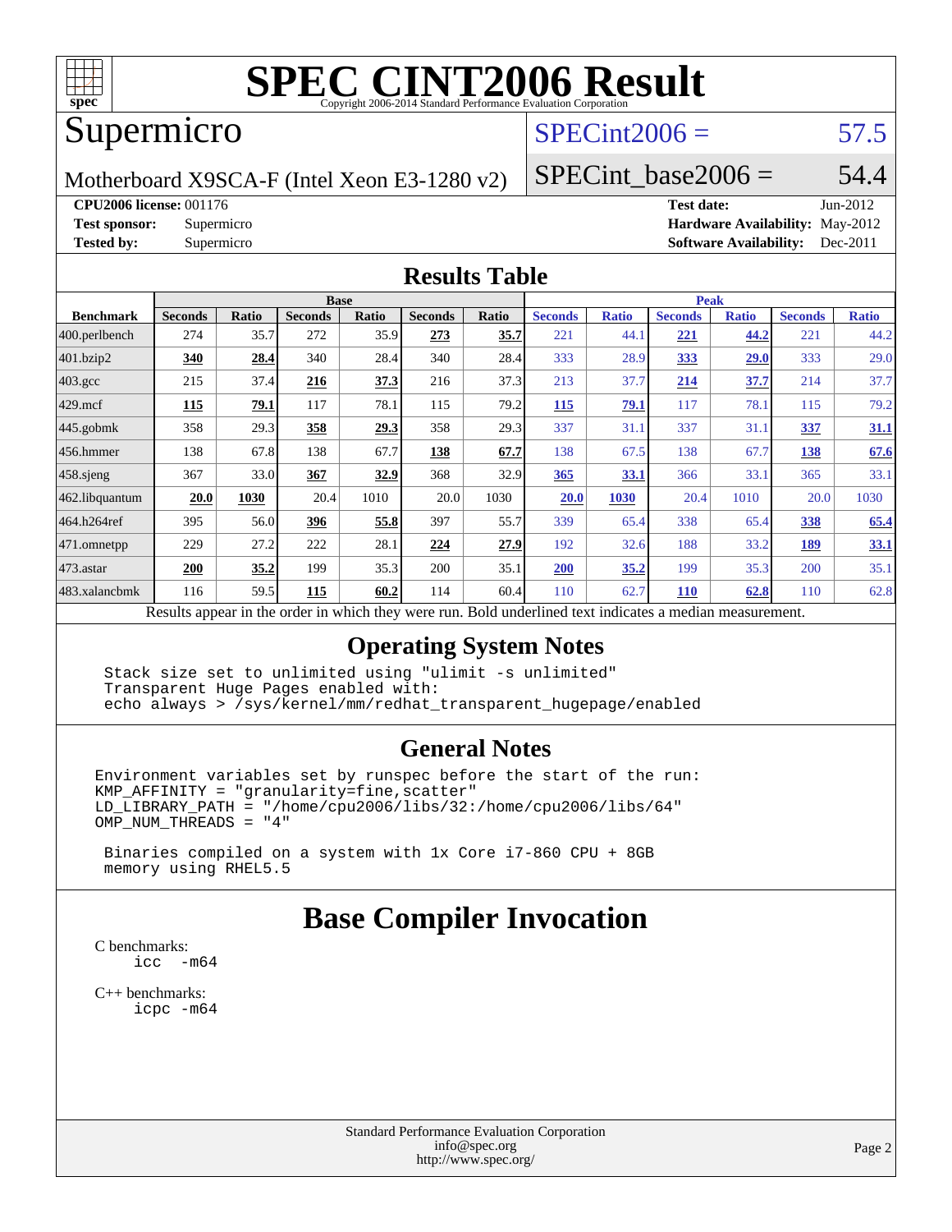# SPEC CINT2006 Result

Copyright 2006-2014 Standard Performance Evaluation Corporation

## Supermicro

Motherboard X9SCA-F (Intel Xeon E3-1280 v2)

SPECint2006 = 57.5

SPECint_base2006 = 54.4

**CPU2006 license:** 001176
**Test sponsor:** Supermicro
**Tested by:** Supermicro

**Test date:** Jun-2012
**Hardware Availability:** May-2012
**Software Availability:** Dec-2011

## Results Table

| Benchmark | Base | | | | | | Peak | | | | | |
|---|---|---|---|---|---|---|---|---|---|---|---|---|
| | Seconds | Ratio | Seconds | Ratio | Seconds | Ratio | Seconds | Ratio | Seconds | Ratio | Seconds | Ratio |
| 400.perlbench | 274 | 35.7 | 272 | 35.9 | **273** | **35.7** | 221 | 44.1 | **221** | **44.2** | 221 | 44.2 |
| 401.bzip2 | **340** | **28.4** | 340 | 28.4 | 340 | 28.4 | 333 | 28.9 | **333** | **29.0** | 333 | 29.0 |
| 403.gcc | 215 | 37.4 | **216** | **37.3** | 216 | 37.3 | 213 | 37.7 | **214** | **37.7** | 214 | 37.7 |
| 429.mcf | **115** | **79.1** | 117 | 78.1 | 115 | 79.2 | **115** | **79.1** | 117 | 78.1 | 115 | 79.2 |
| 445.gobmk | 358 | 29.3 | **358** | **29.3** | 358 | 29.3 | 337 | 31.1 | 337 | 31.1 | **337** | **31.1** |
| 456.hmmer | 138 | 67.8 | 138 | 67.7 | **138** | **67.7** | 138 | 67.5 | 138 | 67.7 | **138** | **67.6** |
| 458.sjeng | 367 | 33.0 | **367** | **32.9** | 368 | 32.9 | **365** | **33.1** | 366 | 33.1 | 365 | 33.1 |
| 462.libquantum | **20.0** | **1030** | 20.4 | 1010 | 20.0 | 1030 | **20.0** | **1030** | 20.4 | 1010 | 20.0 | 1030 |
| 464.h264ref | 395 | 56.0 | **396** | **55.8** | 397 | 55.7 | 339 | 65.4 | 338 | 65.4 | **338** | **65.4** |
| 471.omnetpp | 229 | 27.2 | 222 | 28.1 | **224** | **27.9** | 192 | 32.6 | 188 | 33.2 | **189** | **33.1** |
| 473.astar | **200** | **35.2** | 199 | 35.3 | 200 | 35.1 | **200** | **35.2** | 199 | 35.3 | 200 | 35.1 |
| 483.xalancbmk | 116 | 59.5 | **115** | **60.2** | 114 | 60.4 | 110 | 62.7 | **110** | **62.8** | 110 | 62.8 |

Results appear in the order in which they were run. Bold underlined text indicates a median measurement.

## Operating System Notes

```
Stack size set to unlimited using "ulimit -s unlimited"
Transparent Huge Pages enabled with:
echo always > /sys/kernel/mm/redhat_transparent_hugepage/enabled
```

## General Notes

```
Environment variables set by runspec before the start of the run:
KMP_AFFINITY = "granularity=fine,scatter"
LD_LIBRARY_PATH = "/home/cpu2006/libs/32:/home/cpu2006/libs/64"
OMP_NUM_THREADS = "4"

 Binaries compiled on a system with 1x Core i7-860 CPU + 8GB
 memory using RHEL5.5
```

# Base Compiler Invocation

C benchmarks:
```
icc   -m64
```

C++ benchmarks:
```
icpc -m64
```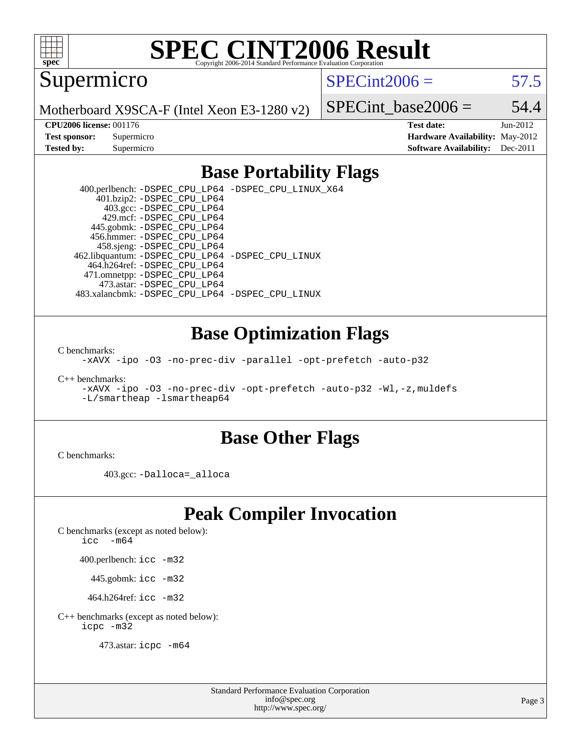# SPEC CINT2006 Result

Copyright 2006-2014 Standard Performance Evaluation Corporation

## Supermicro

Motherboard X9SCA-F (Intel Xeon E3-1280 v2)

SPECint2006 = 57.5

SPECint_base2006 = 54.4

| | | | |
|---|---|---|---|
| **CPU2006 license:** | 001176 | **Test date:** | Jun-2012 |
| **Test sponsor:** | Supermicro | **Hardware Availability:** | May-2012 |
| **Tested by:** | Supermicro | **Software Availability:** | Dec-2011 |

## Base Portability Flags

400.perlbench: `-DSPEC_CPU_LP64 -DSPEC_CPU_LINUX_X64`
401.bzip2: `-DSPEC_CPU_LP64`
403.gcc: `-DSPEC_CPU_LP64`
429.mcf: `-DSPEC_CPU_LP64`
445.gobmk: `-DSPEC_CPU_LP64`
456.hmmer: `-DSPEC_CPU_LP64`
458.sjeng: `-DSPEC_CPU_LP64`
462.libquantum: `-DSPEC_CPU_LP64 -DSPEC_CPU_LINUX`
464.h264ref: `-DSPEC_CPU_LP64`
471.omnetpp: `-DSPEC_CPU_LP64`
473.astar: `-DSPEC_CPU_LP64`
483.xalancbmk: `-DSPEC_CPU_LP64 -DSPEC_CPU_LINUX`

## Base Optimization Flags

C benchmarks:
`-xAVX -ipo -O3 -no-prec-div -parallel -opt-prefetch -auto-p32`

C++ benchmarks:
`-xAVX -ipo -O3 -no-prec-div -opt-prefetch -auto-p32 -Wl,-z,muldefs -L/smartheap -lsmartheap64`

## Base Other Flags

C benchmarks:

403.gcc: `-Dalloca=_alloca`

## Peak Compiler Invocation

C benchmarks (except as noted below):
`icc -m64`

400.perlbench: `icc -m32`

445.gobmk: `icc -m32`

464.h264ref: `icc -m32`

C++ benchmarks (except as noted below):
`icpc -m32`

473.astar: `icpc -m64`

Standard Performance Evaluation Corporation
info@spec.org
http://www.spec.org/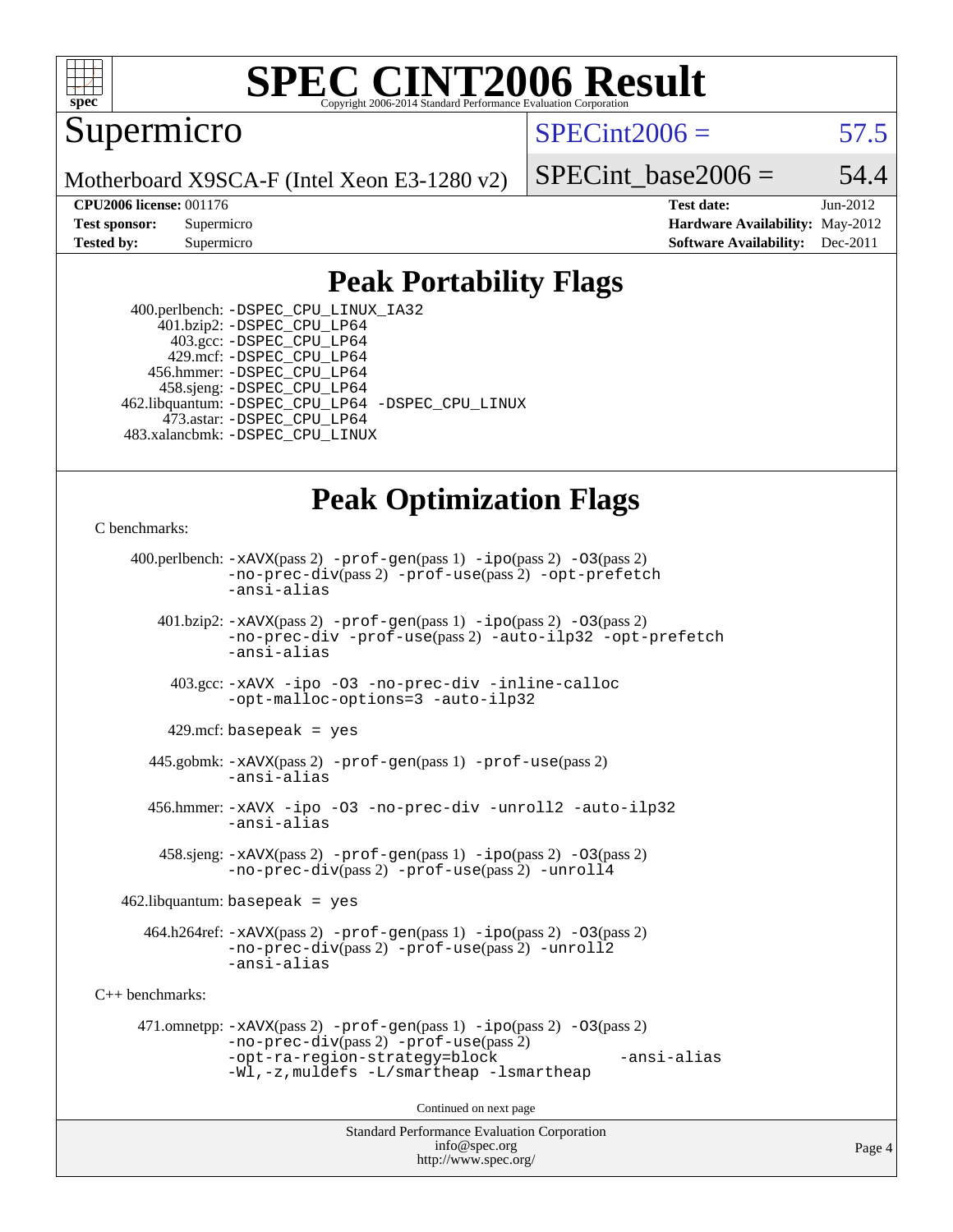# SPEC CINT2006 Result

Supermicro

Motherboard X9SCA-F (Intel Xeon E3-1280 v2)

SPECint2006 = 57.5

SPECint_base2006 = 54.4

| | | | |
|---|---|---|---|
| **CPU2006 license:** 001176 | | **Test date:** | Jun-2012 |
| **Test sponsor:** | Supermicro | **Hardware Availability:** | May-2012 |
| **Tested by:** | Supermicro | **Software Availability:** | Dec-2011 |

## Peak Portability Flags

400.perlbench: -DSPEC_CPU_LINUX_IA32
401.bzip2: -DSPEC_CPU_LP64
403.gcc: -DSPEC_CPU_LP64
429.mcf: -DSPEC_CPU_LP64
456.hmmer: -DSPEC_CPU_LP64
458.sjeng: -DSPEC_CPU_LP64
462.libquantum: -DSPEC_CPU_LP64 -DSPEC_CPU_LINUX
473.astar: -DSPEC_CPU_LP64
483.xalancbmk: -DSPEC_CPU_LINUX

## Peak Optimization Flags

C benchmarks:

400.perlbench: -xAVX(pass 2) -prof-gen(pass 1) -ipo(pass 2) -O3(pass 2) -no-prec-div(pass 2) -prof-use(pass 2) -opt-prefetch -ansi-alias

401.bzip2: -xAVX(pass 2) -prof-gen(pass 1) -ipo(pass 2) -O3(pass 2) -no-prec-div -prof-use(pass 2) -auto-ilp32 -opt-prefetch -ansi-alias

403.gcc: -xAVX -ipo -O3 -no-prec-div -inline-calloc -opt-malloc-options=3 -auto-ilp32

429.mcf: basepeak = yes

445.gobmk: -xAVX(pass 2) -prof-gen(pass 1) -prof-use(pass 2) -ansi-alias

456.hmmer: -xAVX -ipo -O3 -no-prec-div -unroll2 -auto-ilp32 -ansi-alias

458.sjeng: -xAVX(pass 2) -prof-gen(pass 1) -ipo(pass 2) -O3(pass 2) -no-prec-div(pass 2) -prof-use(pass 2) -unroll4

462.libquantum: basepeak = yes

464.h264ref: -xAVX(pass 2) -prof-gen(pass 1) -ipo(pass 2) -O3(pass 2) -no-prec-div(pass 2) -prof-use(pass 2) -unroll2 -ansi-alias

C++ benchmarks:

471.omnetpp: -xAVX(pass 2) -prof-gen(pass 1) -ipo(pass 2) -O3(pass 2) -no-prec-div(pass 2) -prof-use(pass 2) -opt-ra-region-strategy=block -ansi-alias -Wl,-z,muldefs -L/smartheap -lsmartheap

Continued on next page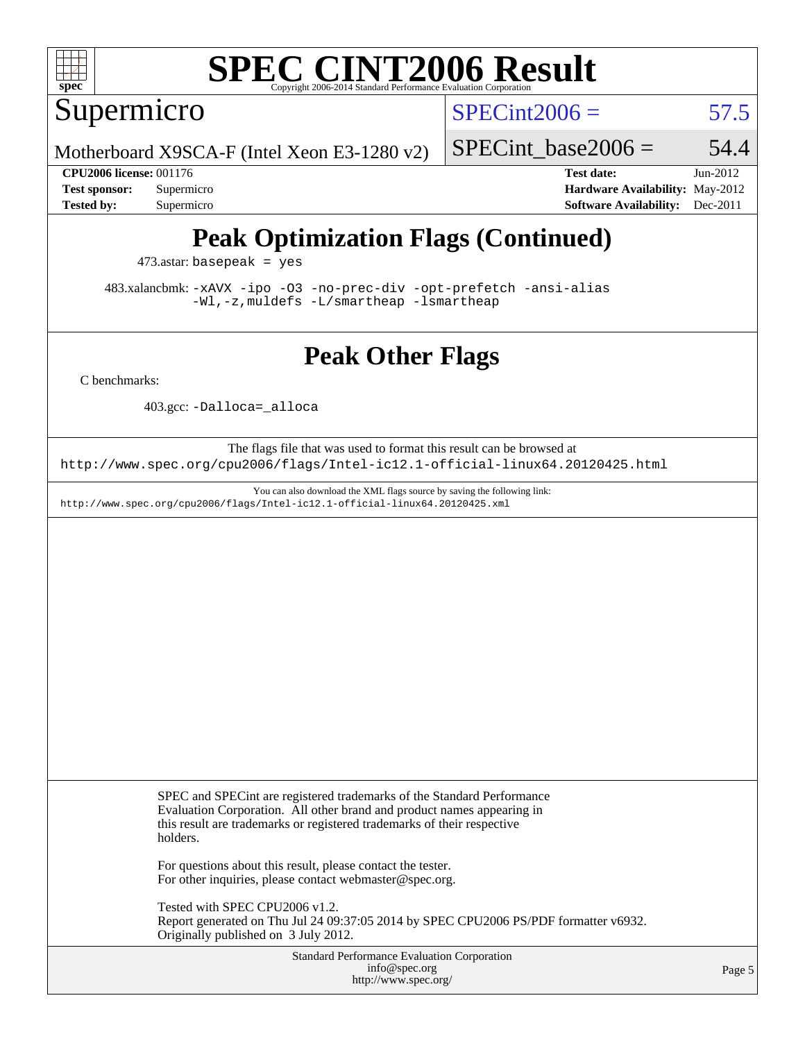# SPEC CINT2006 Result

Copyright 2006-2014 Standard Performance Evaluation Corporation

Supermicro

Motherboard X9SCA-F (Intel Xeon E3-1280 v2)

SPECint2006 = 57.5

SPECint_base2006 = 54.4

**CPU2006 license:** 001176
**Test sponsor:** Supermicro
**Tested by:** Supermicro

**Test date:** Jun-2012
**Hardware Availability:** May-2012
**Software Availability:** Dec-2011

## Peak Optimization Flags (Continued)

473.astar: `basepeak = yes`

483.xalancbmk: `-xAVX -ipo -O3 -no-prec-div -opt-prefetch -ansi-alias -Wl,-z,muldefs -L/smartheap -lsmartheap`

## Peak Other Flags

C benchmarks:

403.gcc: `-Dalloca=_alloca`

The flags file that was used to format this result can be browsed at
http://www.spec.org/cpu2006/flags/Intel-ic12.1-official-linux64.20120425.html

You can also download the XML flags source by saving the following link:
http://www.spec.org/cpu2006/flags/Intel-ic12.1-official-linux64.20120425.xml

SPEC and SPECint are registered trademarks of the Standard Performance Evaluation Corporation. All other brand and product names appearing in this result are trademarks or registered trademarks of their respective holders.

For questions about this result, please contact the tester.
For other inquiries, please contact webmaster@spec.org.

Tested with SPEC CPU2006 v1.2.
Report generated on Thu Jul 24 09:37:05 2014 by SPEC CPU2006 PS/PDF formatter v6932.
Originally published on 3 July 2012.

Standard Performance Evaluation Corporation
info@spec.org
http://www.spec.org/